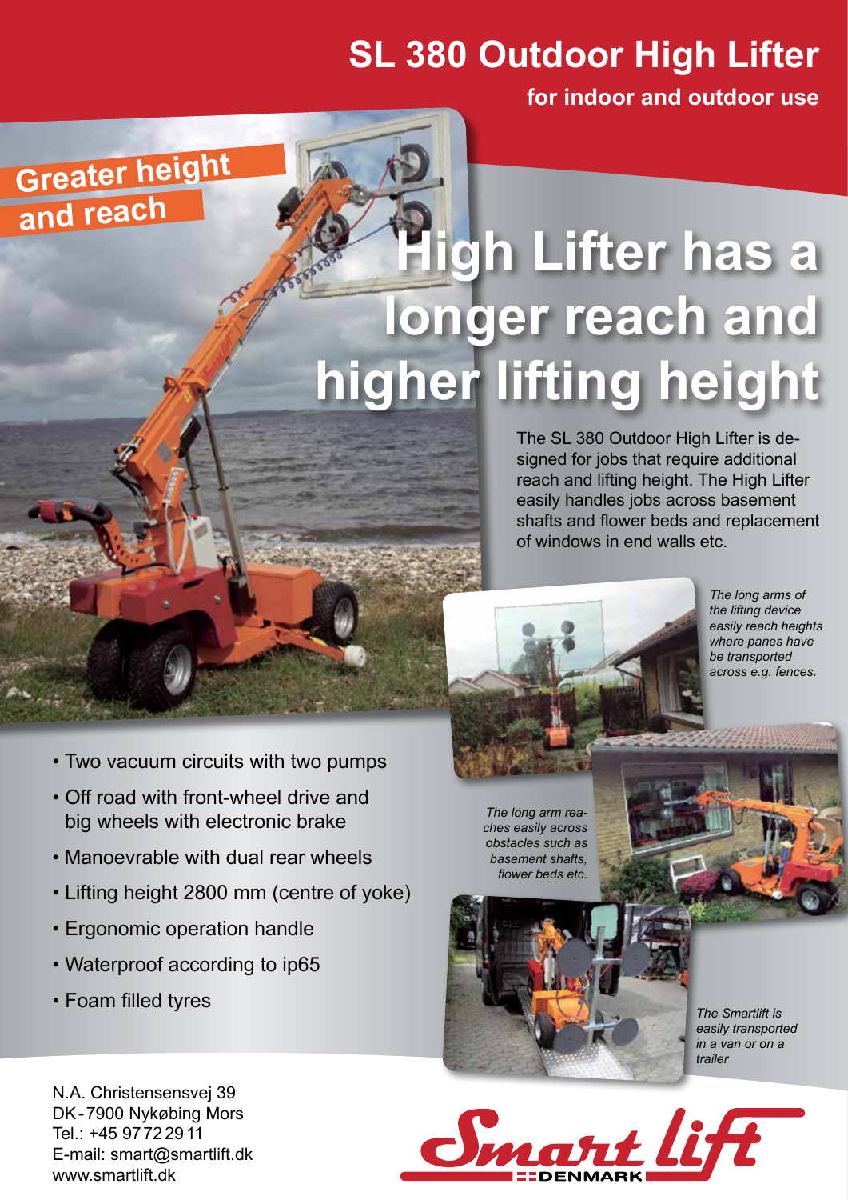# SL 380 Outdoor High Lifter

**for indoor and outdoor use**

**Greater height and reach**

## High Lifter has a longer reach and higher lifting height

The SL 380 Outdoor High Lifter is designed for jobs that require additional reach and lifting height. The High Lifter easily handles jobs across basement shafts and flower beds and replacement of windows in end walls etc.

*The long arms of the lifting device easily reach heights where panes have be transported across e.g. fences.*

*The long arm reaches easily across obstacles such as basement shafts, flower beds etc.*

*The Smartlift is easily transported in a van or on a trailer*

- Two vacuum circuits with two pumps
- Off road with front-wheel drive and big wheels with electronic brake
- Manoevrable with dual rear wheels
- Lifting height 2800 mm (centre of yoke)
- Ergonomic operation handle
- Waterproof according to ip65
- Foam filled tyres

N.A. Christensensvej 39
DK-7900 Nykøbing Mors
Tel.: +45 97 72 29 11
E-mail: smart@smartlift.dk
www.smartlift.dk

Smart lift DENMARK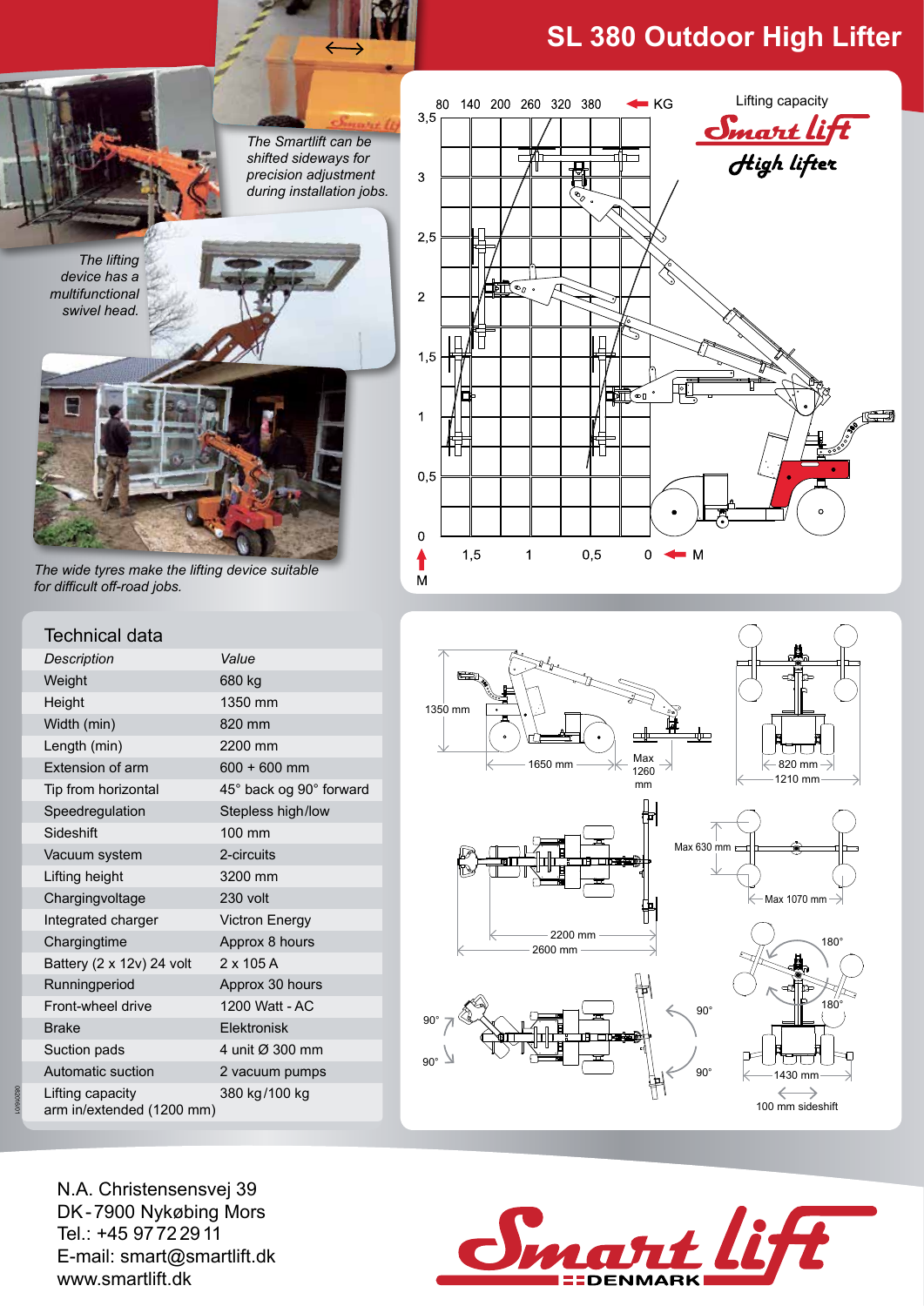# SL 380 Outdoor High Lifter

*The Smartlift can be shifted sideways for precision adjustment during installation jobs.*

*The lifting device has a multifunctional swivel head.*

*The wide tyres make the lifting device suitable for difficult off-road jobs.*

Lifting capacity

Smart lift

High lifter

80 140 200 260 320 380 KG

3,5

3

2,5

2

1,5

1

0,5

0

M

1,5 1 0,5 0 M

## Technical data

| Description | Value |
|---|---|
| Weight | 680 kg |
| Height | 1350 mm |
| Width (min) | 820 mm |
| Length (min) | 2200 mm |
| Extension of arm | 600 + 600 mm |
| Tip from horizontal | 45° back og 90° forward |
| Speedregulation | Stepless high/low |
| Sideshift | 100 mm |
| Vacuum system | 2-circuits |
| Lifting height | 3200 mm |
| Chargingvoltage | 230 volt |
| Integrated charger | Victron Energy |
| Chargingtime | Approx 8 hours |
| Battery (2 x 12v) 24 volt | 2 x 105 A |
| Runningperiod | Approx 30 hours |
| Front-wheel drive | 1200 Watt - AC |
| Brake | Elektronisk |
| Suction pads | 4 unit Ø 300 mm |
| Automatic suction | 2 vacuum pumps |
| Lifting capacity arm in/extended (1200 mm) | 380 kg/100 kg |

1350 mm

1650 mm

Max 1260 mm

820 mm

1210 mm

Max 630 mm

Max 1070 mm

2200 mm

2600 mm

180°

180°

90°

90°

90°

90°

1430 mm

100 mm sideshift

N.A. Christensensvej 39
DK-7900 Nykøbing Mors
Tel.: +45 97 72 29 11
E-mail: smart@smartlift.dk
www.smartlift.dk

Smart lift DENMARK